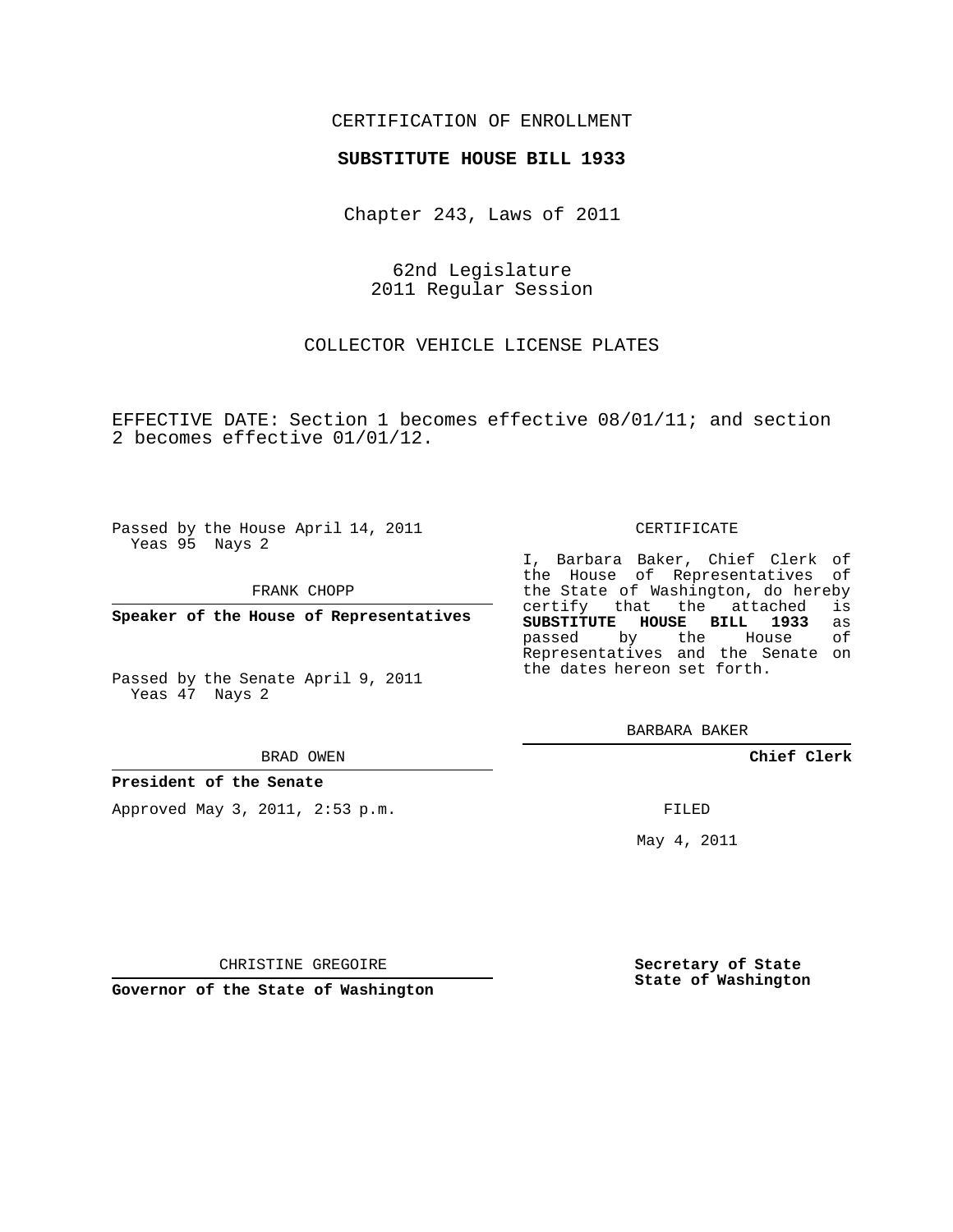CERTIFICATION OF ENROLLMENT

**SUBSTITUTE HOUSE BILL 1933**

Chapter 243, Laws of 2011

62nd Legislature
2011 Regular Session

COLLECTOR VEHICLE LICENSE PLATES

EFFECTIVE DATE: Section 1 becomes effective 08/01/11; and section 2 becomes effective 01/01/12.

Passed by the House April 14, 2011
Yeas 95 Nays 2

FRANK CHOPP

**Speaker of the House of Representatives**

Passed by the Senate April 9, 2011
Yeas 47 Nays 2

BRAD OWEN

**President of the Senate**

Approved May 3, 2011, 2:53 p.m.

CHRISTINE GREGOIRE

**Governor of the State of Washington**

CERTIFICATE

I, Barbara Baker, Chief Clerk of the House of Representatives of the State of Washington, do hereby certify that the attached is **SUBSTITUTE HOUSE BILL 1933** as passed by the House of Representatives and the Senate on the dates hereon set forth.

BARBARA BAKER

**Chief Clerk**

FILED

May 4, 2011

**Secretary of State**
**State of Washington**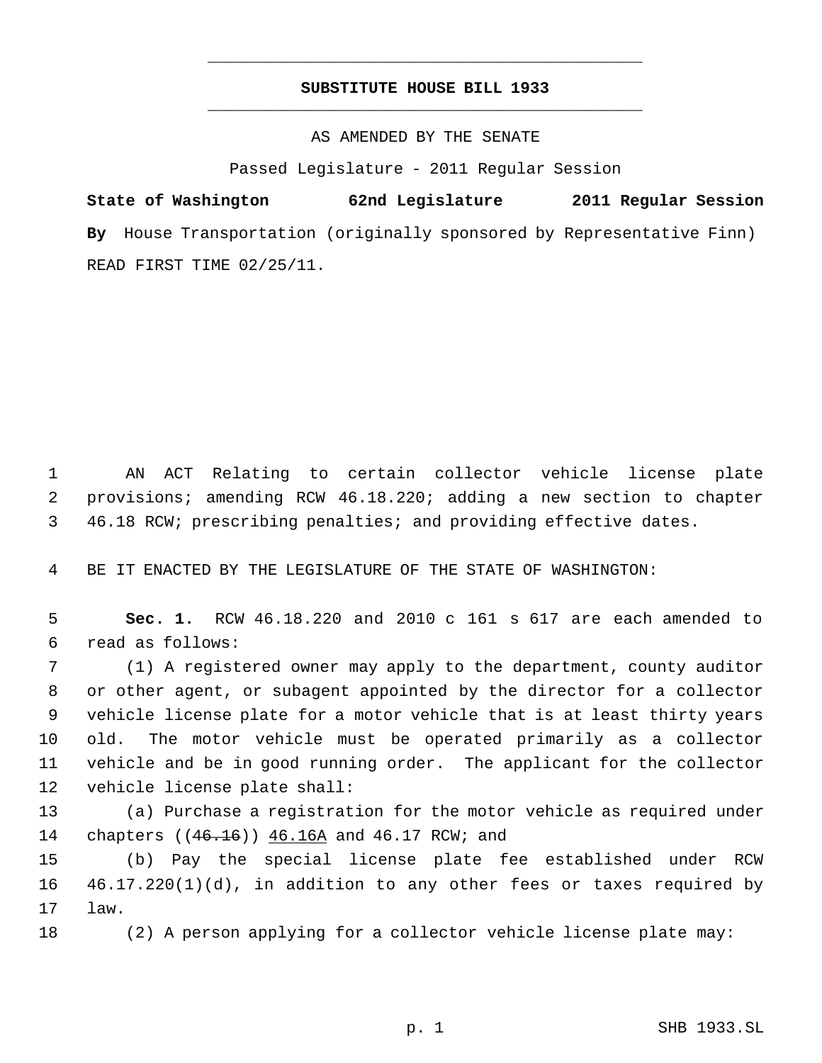**SUBSTITUTE HOUSE BILL 1933**

AS AMENDED BY THE SENATE

Passed Legislature - 2011 Regular Session

**State of Washington 62nd Legislature 2011 Regular Session**

**By** House Transportation (originally sponsored by Representative Finn)

READ FIRST TIME 02/25/11.

1 AN ACT Relating to certain collector vehicle license plate
2 provisions; amending RCW 46.18.220; adding a new section to chapter
3 46.18 RCW; prescribing penalties; and providing effective dates.

4 BE IT ENACTED BY THE LEGISLATURE OF THE STATE OF WASHINGTON:

5 **Sec. 1.** RCW 46.18.220 and 2010 c 161 s 617 are each amended to
6 read as follows:

7 (1) A registered owner may apply to the department, county auditor
8 or other agent, or subagent appointed by the director for a collector
9 vehicle license plate for a motor vehicle that is at least thirty years
10 old. The motor vehicle must be operated primarily as a collector
11 vehicle and be in good running order. The applicant for the collector
12 vehicle license plate shall:

13 (a) Purchase a registration for the motor vehicle as required under
14 chapters ((~~46.16~~)) <u>46.16A</u> and 46.17 RCW; and

15 (b) Pay the special license plate fee established under RCW
16 46.17.220(1)(d), in addition to any other fees or taxes required by
17 law.

18 (2) A person applying for a collector vehicle license plate may: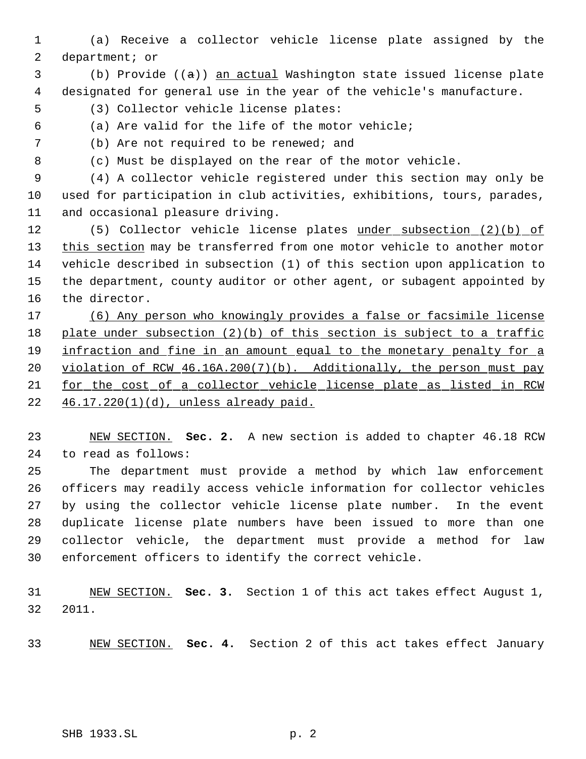(a) Receive a collector vehicle license plate assigned by the department; or

(b) Provide ((a)) an actual Washington state issued license plate designated for general use in the year of the vehicle's manufacture.

(3) Collector vehicle license plates:

(a) Are valid for the life of the motor vehicle;

(b) Are not required to be renewed; and

(c) Must be displayed on the rear of the motor vehicle.

(4) A collector vehicle registered under this section may only be used for participation in club activities, exhibitions, tours, parades, and occasional pleasure driving.

(5) Collector vehicle license plates under subsection (2)(b) of this section may be transferred from one motor vehicle to another motor vehicle described in subsection (1) of this section upon application to the department, county auditor or other agent, or subagent appointed by the director.

(6) Any person who knowingly provides a false or facsimile license plate under subsection (2)(b) of this section is subject to a traffic infraction and fine in an amount equal to the monetary penalty for a violation of RCW 46.16A.200(7)(b). Additionally, the person must pay for the cost of a collector vehicle license plate as listed in RCW 46.17.220(1)(d), unless already paid.

NEW SECTION. **Sec. 2.** A new section is added to chapter 46.18 RCW to read as follows:

The department must provide a method by which law enforcement officers may readily access vehicle information for collector vehicles by using the collector vehicle license plate number. In the event duplicate license plate numbers have been issued to more than one collector vehicle, the department must provide a method for law enforcement officers to identify the correct vehicle.

NEW SECTION. **Sec. 3.** Section 1 of this act takes effect August 1, 2011.

NEW SECTION. **Sec. 4.** Section 2 of this act takes effect January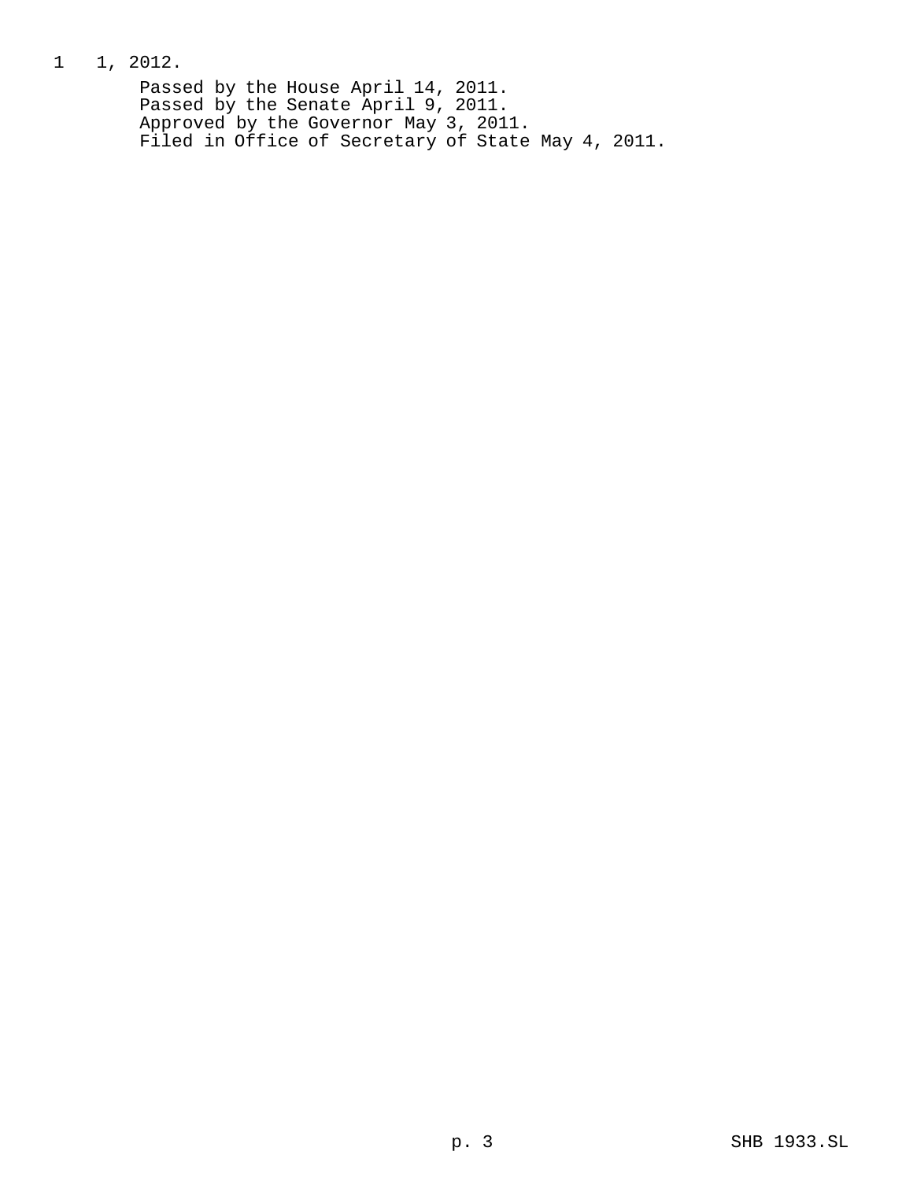1, 2012.

Passed by the House April 14, 2011.
Passed by the Senate April 9, 2011.
Approved by the Governor May 3, 2011.
Filed in Office of Secretary of State May 4, 2011.